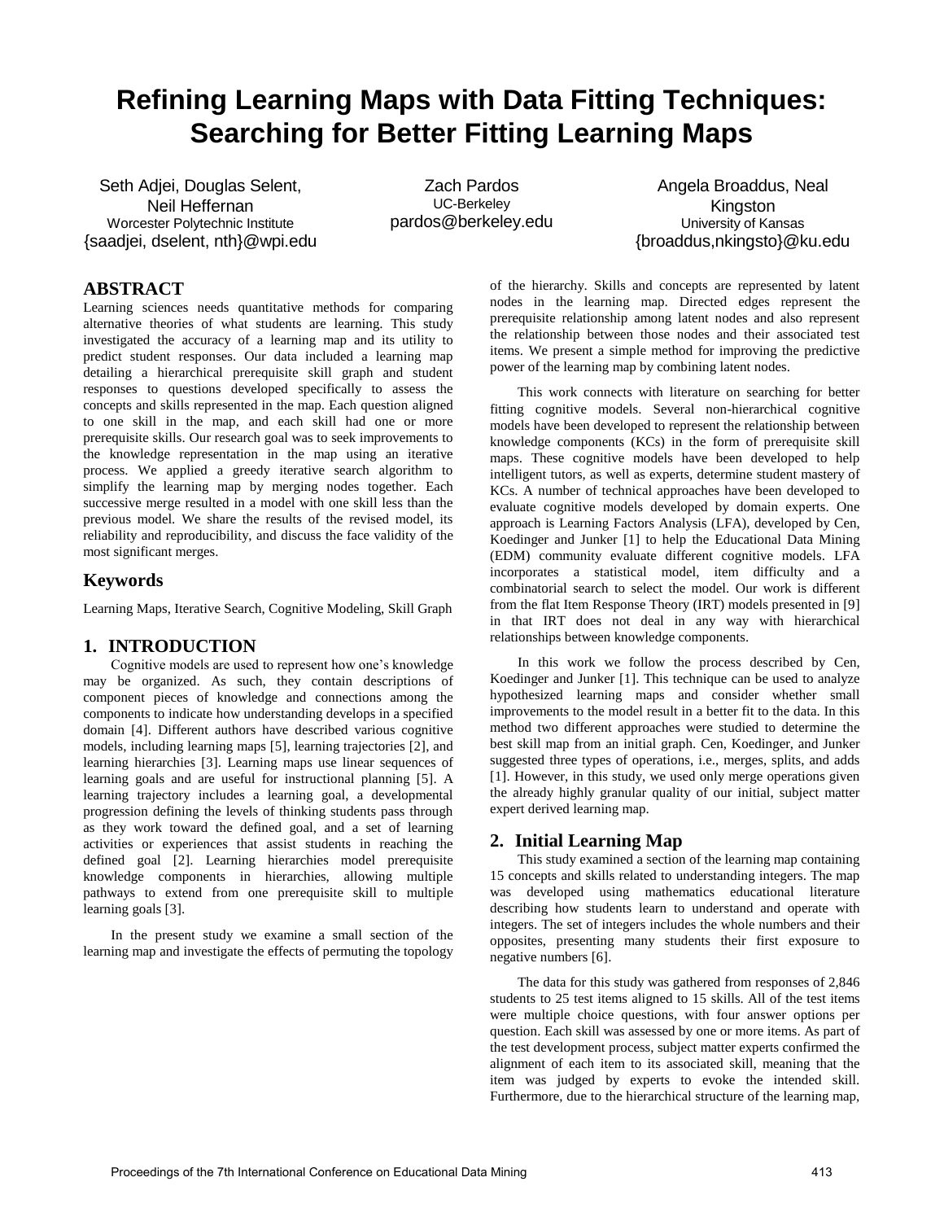# Refining Learning Maps with Data Fitting Techniques: Searching for Better Fitting Learning Maps

Seth Adjei, Douglas Selent, Neil Heffernan
Worcester Polytechnic Institute
{saadjei, dselent, nth}@wpi.edu

Zach Pardos
UC-Berkeley
pardos@berkeley.edu

Angela Broaddus, Neal Kingston
University of Kansas
{broaddus,nkingsto}@ku.edu

## ABSTRACT

Learning sciences needs quantitative methods for comparing alternative theories of what students are learning. This study investigated the accuracy of a learning map and its utility to predict student responses. Our data included a learning map detailing a hierarchical prerequisite skill graph and student responses to questions developed specifically to assess the concepts and skills represented in the map. Each question aligned to one skill in the map, and each skill had one or more prerequisite skills. Our research goal was to seek improvements to the knowledge representation in the map using an iterative process. We applied a greedy iterative search algorithm to simplify the learning map by merging nodes together. Each successive merge resulted in a model with one skill less than the previous model. We share the results of the revised model, its reliability and reproducibility, and discuss the face validity of the most significant merges.

## Keywords

Learning Maps, Iterative Search, Cognitive Modeling, Skill Graph

## 1. INTRODUCTION

Cognitive models are used to represent how one's knowledge may be organized. As such, they contain descriptions of component pieces of knowledge and connections among the components to indicate how understanding develops in a specified domain [4]. Different authors have described various cognitive models, including learning maps [5], learning trajectories [2], and learning hierarchies [3]. Learning maps use linear sequences of learning goals and are useful for instructional planning [5]. A learning trajectory includes a learning goal, a developmental progression defining the levels of thinking students pass through as they work toward the defined goal, and a set of learning activities or experiences that assist students in reaching the defined goal [2]. Learning hierarchies model prerequisite knowledge components in hierarchies, allowing multiple pathways to extend from one prerequisite skill to multiple learning goals [3].

In the present study we examine a small section of the learning map and investigate the effects of permuting the topology of the hierarchy. Skills and concepts are represented by latent nodes in the learning map. Directed edges represent the prerequisite relationship among latent nodes and also represent the relationship between those nodes and their associated test items. We present a simple method for improving the predictive power of the learning map by combining latent nodes.

This work connects with literature on searching for better fitting cognitive models. Several non-hierarchical cognitive models have been developed to represent the relationship between knowledge components (KCs) in the form of prerequisite skill maps. These cognitive models have been developed to help intelligent tutors, as well as experts, determine student mastery of KCs. A number of technical approaches have been developed to evaluate cognitive models developed by domain experts. One approach is Learning Factors Analysis (LFA), developed by Cen, Koedinger and Junker [1] to help the Educational Data Mining (EDM) community evaluate different cognitive models. LFA incorporates a statistical model, item difficulty and a combinatorial search to select the model. Our work is different from the flat Item Response Theory (IRT) models presented in [9] in that IRT does not deal in any way with hierarchical relationships between knowledge components.

In this work we follow the process described by Cen, Koedinger and Junker [1]. This technique can be used to analyze hypothesized learning maps and consider whether small improvements to the model result in a better fit to the data. In this method two different approaches were studied to determine the best skill map from an initial graph. Cen, Koedinger, and Junker suggested three types of operations, i.e., merges, splits, and adds [1]. However, in this study, we used only merge operations given the already highly granular quality of our initial, subject matter expert derived learning map.

## 2. Initial Learning Map

This study examined a section of the learning map containing 15 concepts and skills related to understanding integers. The map was developed using mathematics educational literature describing how students learn to understand and operate with integers. The set of integers includes the whole numbers and their opposites, presenting many students their first exposure to negative numbers [6].

The data for this study was gathered from responses of 2,846 students to 25 test items aligned to 15 skills. All of the test items were multiple choice questions, with four answer options per question. Each skill was assessed by one or more items. As part of the test development process, subject matter experts confirmed the alignment of each item to its associated skill, meaning that the item was judged by experts to evoke the intended skill. Furthermore, due to the hierarchical structure of the learning map,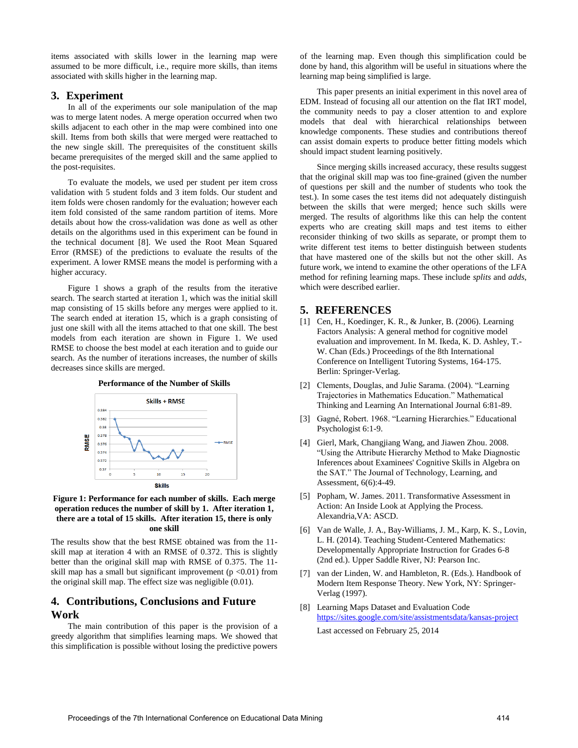items associated with skills lower in the learning map were assumed to be more difficult, i.e., require more skills, than items associated with skills higher in the learning map.

## 3. Experiment

In all of the experiments our sole manipulation of the map was to merge latent nodes. A merge operation occurred when two skills adjacent to each other in the map were combined into one skill. Items from both skills that were merged were reattached to the new single skill. The prerequisites of the constituent skills became prerequisites of the merged skill and the same applied to the post-requisites.

To evaluate the models, we used per student per item cross validation with 5 student folds and 3 item folds. Our student and item folds were chosen randomly for the evaluation; however each item fold consisted of the same random partition of items. More details about how the cross-validation was done as well as other details on the algorithms used in this experiment can be found in the technical document [8]. We used the Root Mean Squared Error (RMSE) of the predictions to evaluate the results of the experiment. A lower RMSE means the model is performing with a higher accuracy.

Figure 1 shows a graph of the results from the iterative search. The search started at iteration 1, which was the initial skill map consisting of 15 skills before any merges were applied to it. The search ended at iteration 15, which is a graph consisting of just one skill with all the items attached to that one skill. The best models from each iteration are shown in Figure 1. We used RMSE to choose the best model at each iteration and to guide our search. As the number of iterations increases, the number of skills decreases since skills are merged.

**Performance of the Number of Skills**

Skills + RMSE

RMSE

0.384
0.382
0.38
0.378
0.376
0.374
0.372
0.37

0
5
10
15
20

Skills

RMSE

**Figure 1: Performance for each number of skills. Each merge operation reduces the number of skill by 1. After iteration 1, there are a total of 15 skills. After iteration 15, there is only one skill**

The results show that the best RMSE obtained was from the 11-skill map at iteration 4 with an RMSE of 0.372. This is slightly better than the original skill map with RMSE of 0.375. The 11-skill map has a small but significant improvement ($p < 0.01$) from the original skill map. The effect size was negligible (0.01).

## 4. Contributions, Conclusions and Future Work

The main contribution of this paper is the provision of a greedy algorithm that simplifies learning maps. We showed that this simplification is possible without losing the predictive powers of the learning map. Even though this simplification could be done by hand, this algorithm will be useful in situations where the learning map being simplified is large.

This paper presents an initial experiment in this novel area of EDM. Instead of focusing all our attention on the flat IRT model, the community needs to pay a closer attention to and explore models that deal with hierarchical relationships between knowledge components. These studies and contributions thereof can assist domain experts to produce better fitting models which should impact student learning positively.

Since merging skills increased accuracy, these results suggest that the original skill map was too fine-grained (given the number of questions per skill and the number of students who took the test.). In some cases the test items did not adequately distinguish between the skills that were merged; hence such skills were merged. The results of algorithms like this can help the content experts who are creating skill maps and test items to either reconsider thinking of two skills as separate, or prompt them to write different test items to better distinguish between students that have mastered one of the skills but not the other skill. As future work, we intend to examine the other operations of the LFA method for refining learning maps. These include *splits* and *adds*, which were described earlier.

## 5. REFERENCES

[1] Cen, H., Koedinger, K. R., & Junker, B. (2006). Learning Factors Analysis: A general method for cognitive model evaluation and improvement. In M. Ikeda, K. D. Ashley, T.-W. Chan (Eds.) Proceedings of the 8th International Conference on Intelligent Tutoring Systems, 164-175. Berlin: Springer-Verlag.

[2] Clements, Douglas, and Julie Sarama. (2004). "Learning Trajectories in Mathematics Education." Mathematical Thinking and Learning An International Journal 6:81-89.

[3] Gagné, Robert. 1968. "Learning Hierarchies." Educational Psychologist 6:1-9.

[4] Gierl, Mark, Changjiang Wang, and Jiawen Zhou. 2008. "Using the Attribute Hierarchy Method to Make Diagnostic Inferences about Examinees' Cognitive Skills in Algebra on the SAT." The Journal of Technology, Learning, and Assessment, 6(6):4-49.

[5] Popham, W. James. 2011. Transformative Assessment in Action: An Inside Look at Applying the Process. Alexandria,VA: ASCD.

[6] Van de Walle, J. A., Bay-Williams, J. M., Karp, K. S., Lovin, L. H. (2014). Teaching Student-Centered Mathematics: Developmentally Appropriate Instruction for Grades 6-8 (2nd ed.). Upper Saddle River, NJ: Pearson Inc.

[7] van der Linden, W. and Hambleton, R. (Eds.). Handbook of Modern Item Response Theory. New York, NY: Springer-Verlag (1997).

[8] Learning Maps Dataset and Evaluation Code https://sites.google.com/site/assistmentsdata/kansas-project Last accessed on February 25, 2014